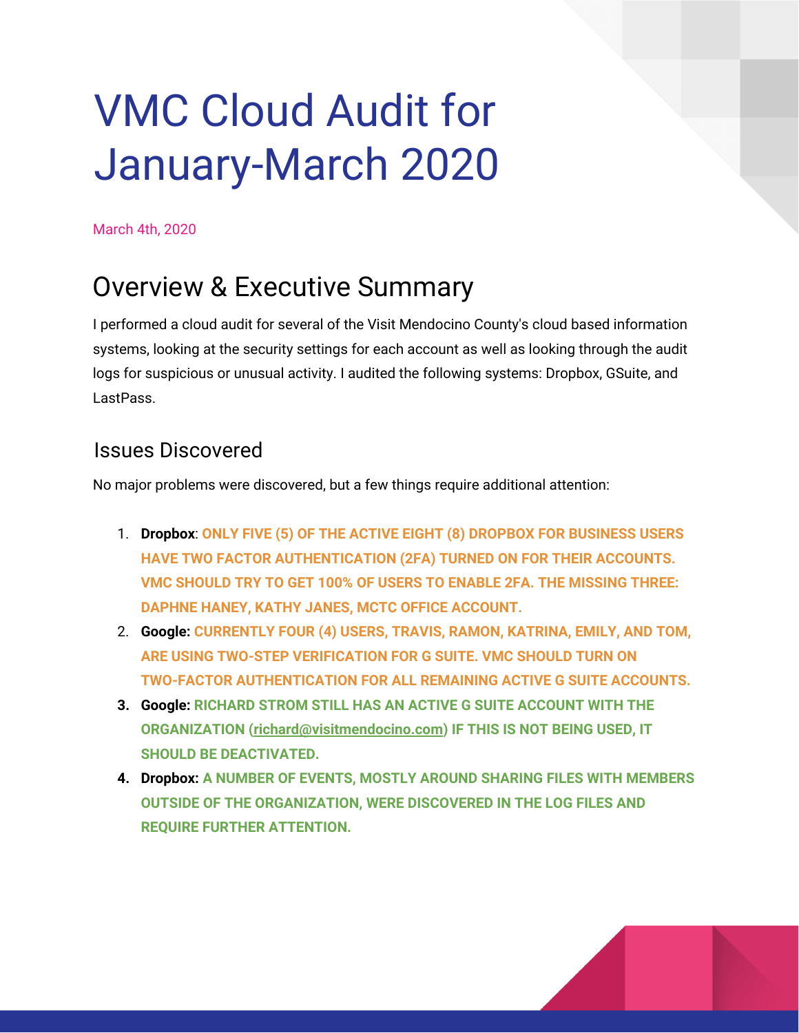# VMC Cloud Audit for January-March 2020

March 4th, 2020

## Overview & Executive Summary

I performed a cloud audit for several of the Visit Mendocino County's cloud based information systems, looking at the security settings for each account as well as looking through the audit logs for suspicious or unusual activity. I audited the following systems: Dropbox, GSuite, and LastPass.

### Issues Discovered

No major problems were discovered, but a few things require additional attention:

1. **Dropbox**: ONLY FIVE (5) OF THE ACTIVE EIGHT (8) DROPBOX FOR BUSINESS USERS HAVE TWO FACTOR AUTHENTICATION (2FA) TURNED ON FOR THEIR ACCOUNTS. VMC SHOULD TRY TO GET 100% OF USERS TO ENABLE 2FA. THE MISSING THREE: DAPHNE HANEY, KATHY JANES, MCTC OFFICE ACCOUNT.
2. **Google:** CURRENTLY FOUR (4) USERS, TRAVIS, RAMON, KATRINA, EMILY, AND TOM, ARE USING TWO-STEP VERIFICATION FOR G SUITE. VMC SHOULD TURN ON TWO-FACTOR AUTHENTICATION FOR ALL REMAINING ACTIVE G SUITE ACCOUNTS.
3. **Google:** RICHARD STROM STILL HAS AN ACTIVE G SUITE ACCOUNT WITH THE ORGANIZATION (richard@visitmendocino.com) IF THIS IS NOT BEING USED, IT SHOULD BE DEACTIVATED.
4. **Dropbox:** A NUMBER OF EVENTS, MOSTLY AROUND SHARING FILES WITH MEMBERS OUTSIDE OF THE ORGANIZATION, WERE DISCOVERED IN THE LOG FILES AND REQUIRE FURTHER ATTENTION.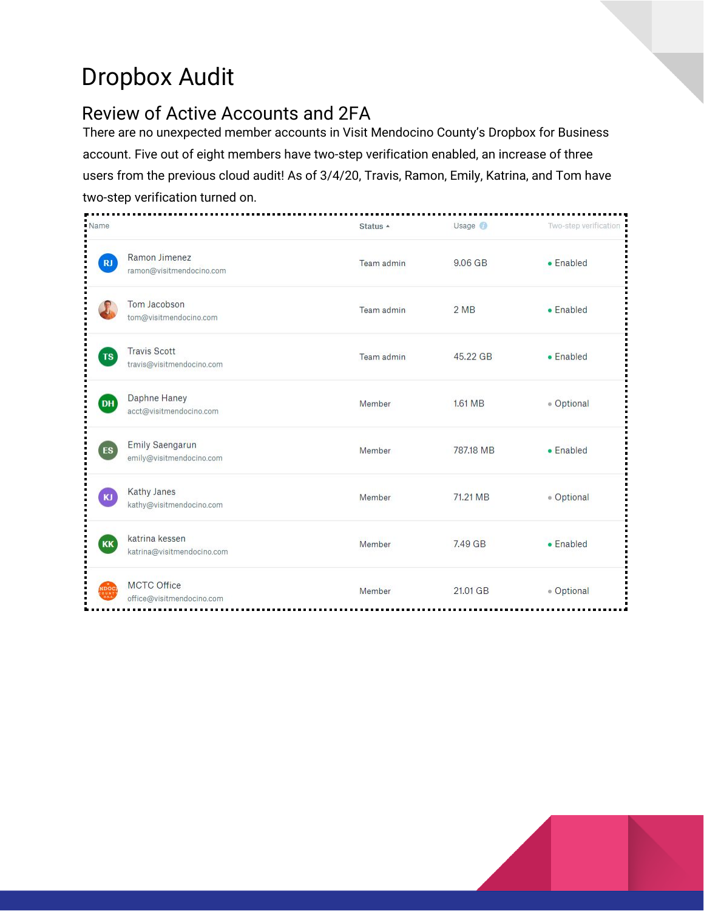# Dropbox Audit

## Review of Active Accounts and 2FA

There are no unexpected member accounts in Visit Mendocino County's Dropbox for Business account. Five out of eight members have two-step verification enabled, an increase of three users from the previous cloud audit! As of 3/4/20, Travis, Ramon, Emily, Katrina, and Tom have two-step verification turned on.

| Name | Status | Usage | Two-step verification |
|---|---|---|---|
| Ramon Jimenez<br>ramon@visitmendocino.com | Team admin | 9.06 GB | Enabled |
| Tom Jacobson<br>tom@visitmendocino.com | Team admin | 2 MB | Enabled |
| Travis Scott<br>travis@visitmendocino.com | Team admin | 45.22 GB | Enabled |
| Daphne Haney<br>acct@visitmendocino.com | Member | 1.61 MB | Optional |
| Emily Saengarun<br>emily@visitmendocino.com | Member | 787.18 MB | Enabled |
| Kathy Janes<br>kathy@visitmendocino.com | Member | 71.21 MB | Optional |
| katrina kessen<br>katrina@visitmendocino.com | Member | 7.49 GB | Enabled |
| MCTC Office<br>office@visitmendocino.com | Member | 21.01 GB | Optional |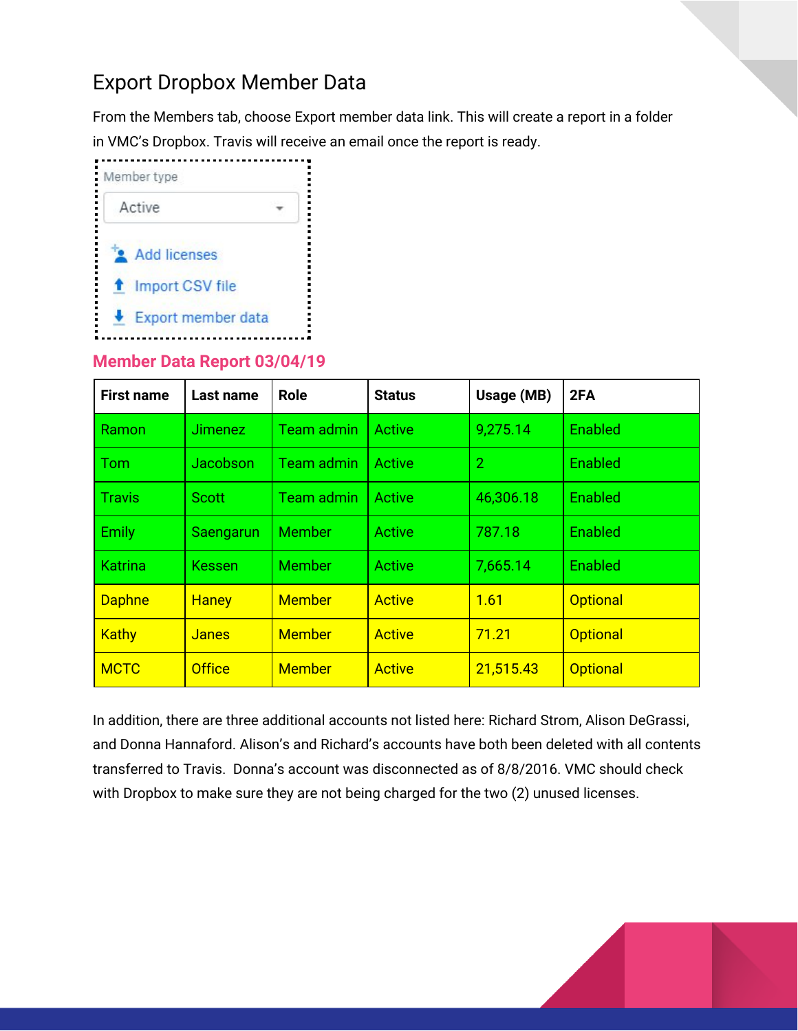# Export Dropbox Member Data

From the Members tab, choose Export member data link. This will create a report in a folder in VMC's Dropbox. Travis will receive an email once the report is ready.

Member type
Active

Add licenses
Import CSV file
Export member data

## Member Data Report 03/04/19

| First name | Last name | Role | Status | Usage (MB) | 2FA |
|---|---|---|---|---|---|
| Ramon | Jimenez | Team admin | Active | 9,275.14 | Enabled |
| Tom | Jacobson | Team admin | Active | 2 | Enabled |
| Travis | Scott | Team admin | Active | 46,306.18 | Enabled |
| Emily | Saengarun | Member | Active | 787.18 | Enabled |
| Katrina | Kessen | Member | Active | 7,665.14 | Enabled |
| Daphne | Haney | Member | Active | 1.61 | Optional |
| Kathy | Janes | Member | Active | 71.21 | Optional |
| MCTC | Office | Member | Active | 21,515.43 | Optional |

In addition, there are three additional accounts not listed here: Richard Strom, Alison DeGrassi, and Donna Hannaford. Alison's and Richard's accounts have both been deleted with all contents transferred to Travis. Donna's account was disconnected as of 8/8/2016. VMC should check with Dropbox to make sure they are not being charged for the two (2) unused licenses.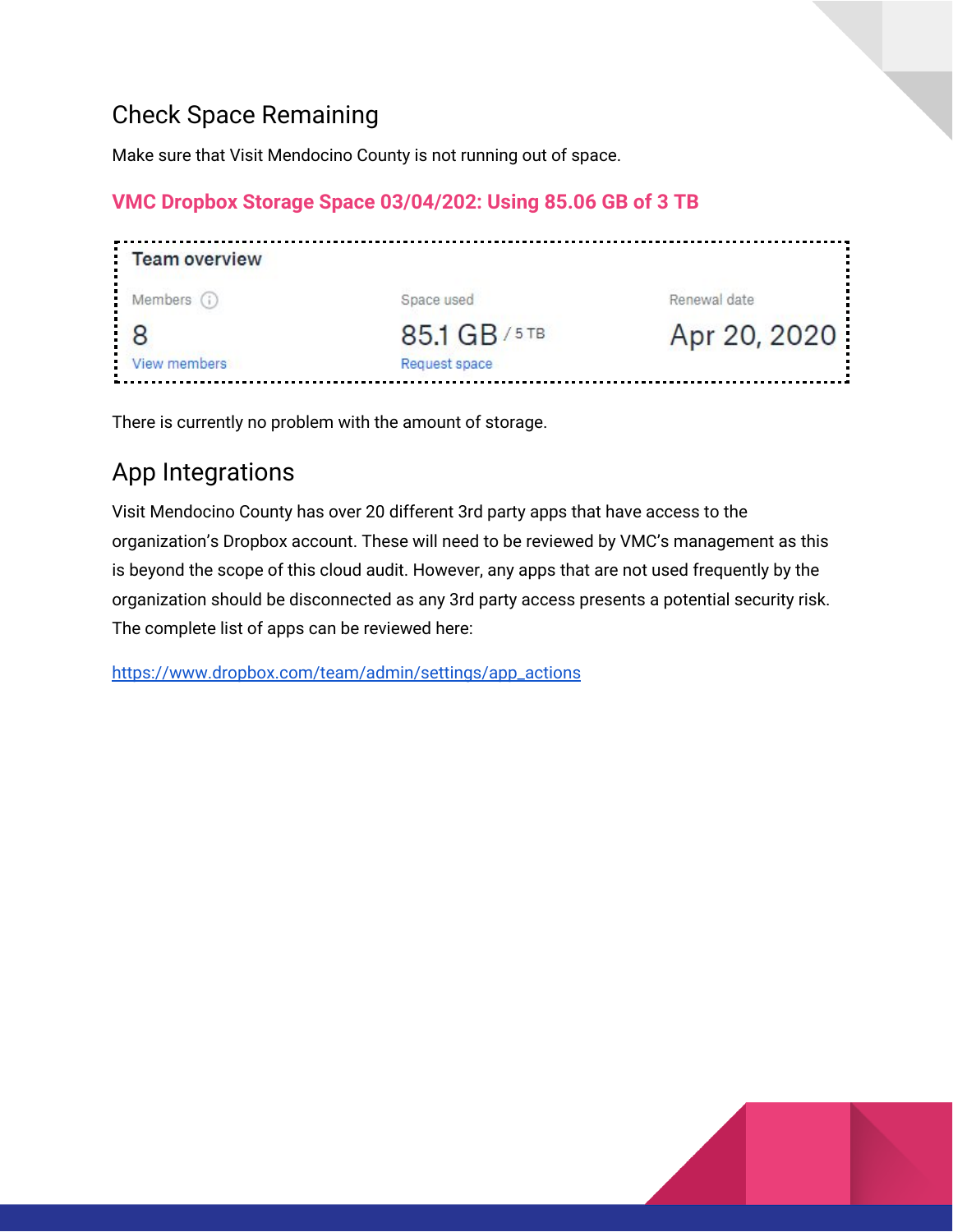## Check Space Remaining

Make sure that Visit Mendocino County is not running out of space.

**VMC Dropbox Storage Space 03/04/202: Using 85.06 GB of 3 TB**

| Team overview | | |
|---|---|---|
| Members | Space used | Renewal date |
| 8 | 85.1 GB / 5 TB | Apr 20, 2020 |
| View members | Request space | |

There is currently no problem with the amount of storage.

## App Integrations

Visit Mendocino County has over 20 different 3rd party apps that have access to the organization's Dropbox account. These will need to be reviewed by VMC's management as this is beyond the scope of this cloud audit. However, any apps that are not used frequently by the organization should be disconnected as any 3rd party access presents a potential security risk. The complete list of apps can be reviewed here:

https://www.dropbox.com/team/admin/settings/app_actions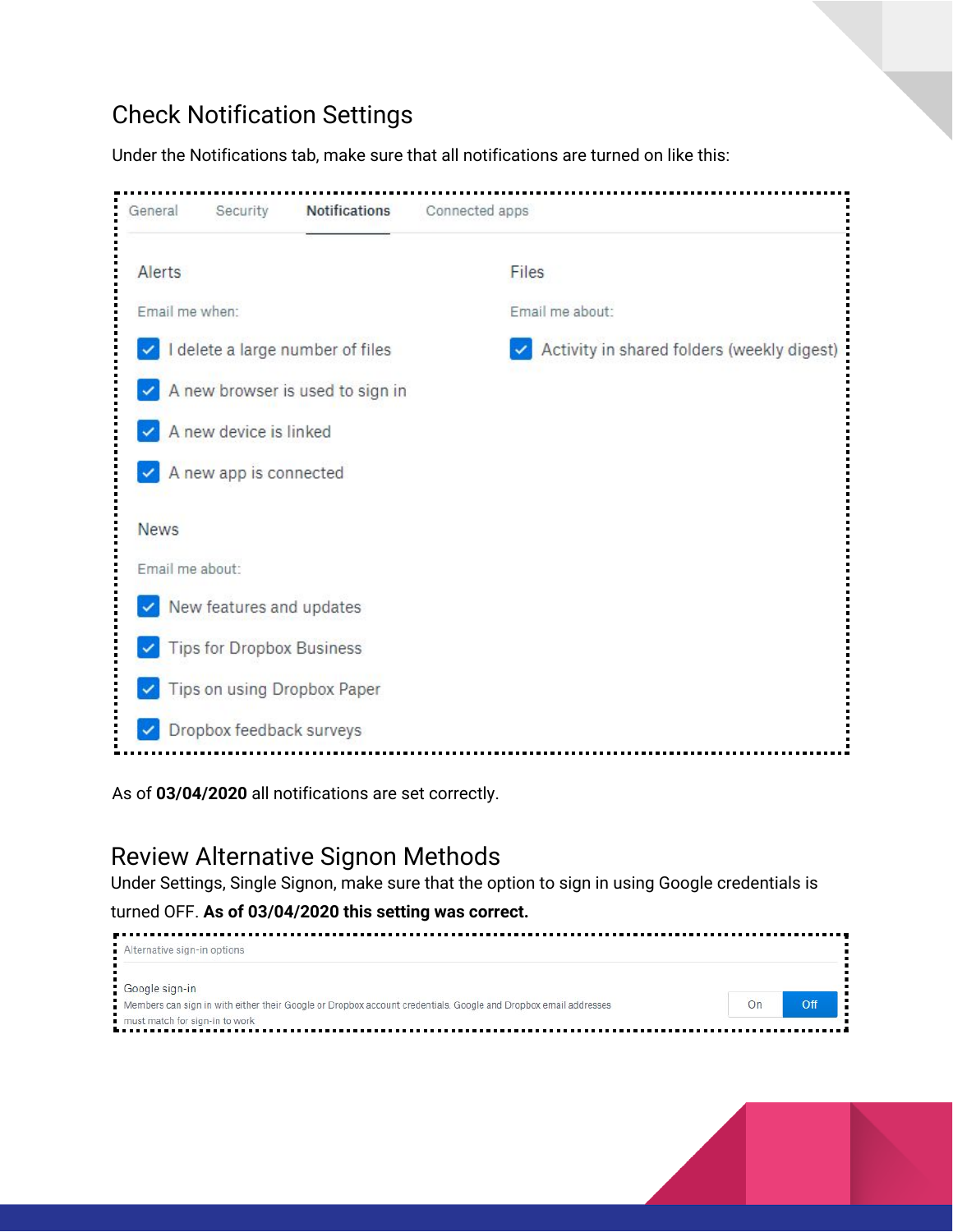## Check Notification Settings

Under the Notifications tab, make sure that all notifications are turned on like this:

General | Security | **Notifications** | Connected apps

**Alerts**

Email me when:

- [x] I delete a large number of files
- [x] A new browser is used to sign in
- [x] A new device is linked
- [x] A new app is connected

**News**

Email me about:

- [x] New features and updates
- [x] Tips for Dropbox Business
- [x] Tips on using Dropbox Paper
- [x] Dropbox feedback surveys

**Files**

Email me about:

- [x] Activity in shared folders (weekly digest)

As of **03/04/2020** all notifications are set correctly.

## Review Alternative Signon Methods

Under Settings, Single Signon, make sure that the option to sign in using Google credentials is turned OFF. **As of 03/04/2020 this setting was correct.**

Alternative sign-in options

Google sign-in

Members can sign in with either their Google or Dropbox account credentials. Google and Dropbox email addresses must match for sign-in to work

On | **Off**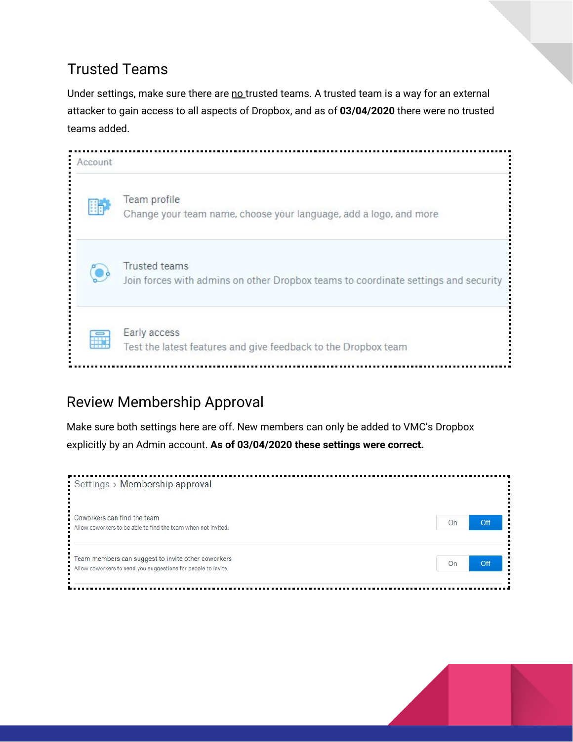## Trusted Teams

Under settings, make sure there are no trusted teams. A trusted team is a way for an external attacker to gain access to all aspects of Dropbox, and as of **03/04/2020** there were no trusted teams added.

Account

Team profile
Change your team name, choose your language, add a logo, and more

Trusted teams
Join forces with admins on other Dropbox teams to coordinate settings and security

Early access
Test the latest features and give feedback to the Dropbox team

## Review Membership Approval

Make sure both settings here are off. New members can only be added to VMC's Dropbox explicitly by an Admin account. **As of 03/04/2020 these settings were correct.**

Settings › Membership approval

Coworkers can find the team
Allow coworkers to be able to find the team when not invited. — On | **Off**

Team members can suggest to invite other coworkers
Allow coworkers to send you suggestions for people to invite. — On | **Off**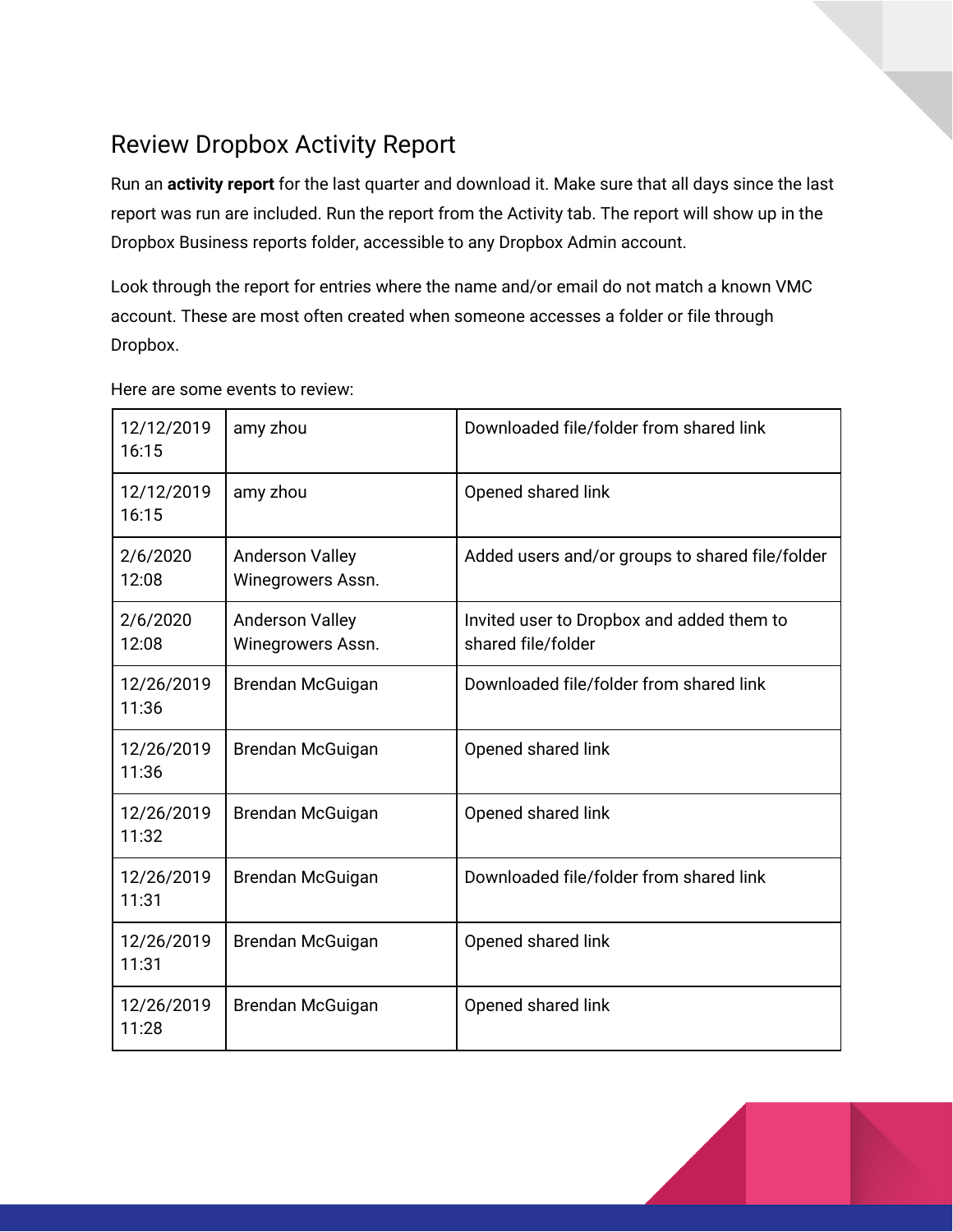## Review Dropbox Activity Report

Run an **activity report** for the last quarter and download it. Make sure that all days since the last report was run are included. Run the report from the Activity tab. The report will show up in the Dropbox Business reports folder, accessible to any Dropbox Admin account.

Look through the report for entries where the name and/or email do not match a known VMC account. These are most often created when someone accesses a folder or file through Dropbox.

Here are some events to review:

| | | |
|---|---|---|
| 12/12/2019 16:15 | amy zhou | Downloaded file/folder from shared link |
| 12/12/2019 16:15 | amy zhou | Opened shared link |
| 2/6/2020 12:08 | Anderson Valley Winegrowers Assn. | Added users and/or groups to shared file/folder |
| 2/6/2020 12:08 | Anderson Valley Winegrowers Assn. | Invited user to Dropbox and added them to shared file/folder |
| 12/26/2019 11:36 | Brendan McGuigan | Downloaded file/folder from shared link |
| 12/26/2019 11:36 | Brendan McGuigan | Opened shared link |
| 12/26/2019 11:32 | Brendan McGuigan | Opened shared link |
| 12/26/2019 11:31 | Brendan McGuigan | Downloaded file/folder from shared link |
| 12/26/2019 11:31 | Brendan McGuigan | Opened shared link |
| 12/26/2019 11:28 | Brendan McGuigan | Opened shared link |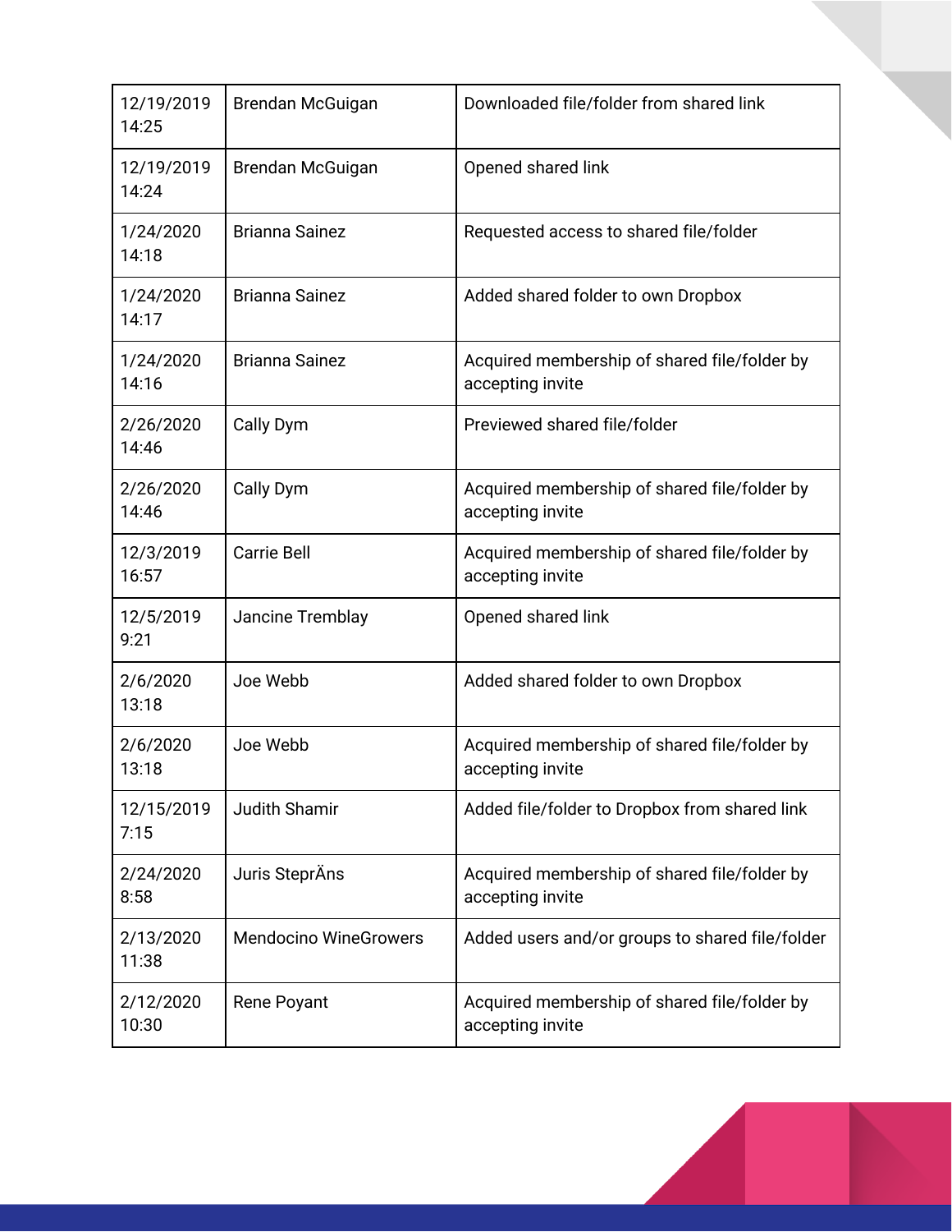| | | |
|---|---|---|
| 12/19/2019 14:25 | Brendan McGuigan | Downloaded file/folder from shared link |
| 12/19/2019 14:24 | Brendan McGuigan | Opened shared link |
| 1/24/2020 14:18 | Brianna Sainez | Requested access to shared file/folder |
| 1/24/2020 14:17 | Brianna Sainez | Added shared folder to own Dropbox |
| 1/24/2020 14:16 | Brianna Sainez | Acquired membership of shared file/folder by accepting invite |
| 2/26/2020 14:46 | Cally Dym | Previewed shared file/folder |
| 2/26/2020 14:46 | Cally Dym | Acquired membership of shared file/folder by accepting invite |
| 12/3/2019 16:57 | Carrie Bell | Acquired membership of shared file/folder by accepting invite |
| 12/5/2019 9:21 | Jancine Tremblay | Opened shared link |
| 2/6/2020 13:18 | Joe Webb | Added shared folder to own Dropbox |
| 2/6/2020 13:18 | Joe Webb | Acquired membership of shared file/folder by accepting invite |
| 12/15/2019 7:15 | Judith Shamir | Added file/folder to Dropbox from shared link |
| 2/24/2020 8:58 | Juris SteprÄns | Acquired membership of shared file/folder by accepting invite |
| 2/13/2020 11:38 | Mendocino WineGrowers | Added users and/or groups to shared file/folder |
| 2/12/2020 10:30 | Rene Poyant | Acquired membership of shared file/folder by accepting invite |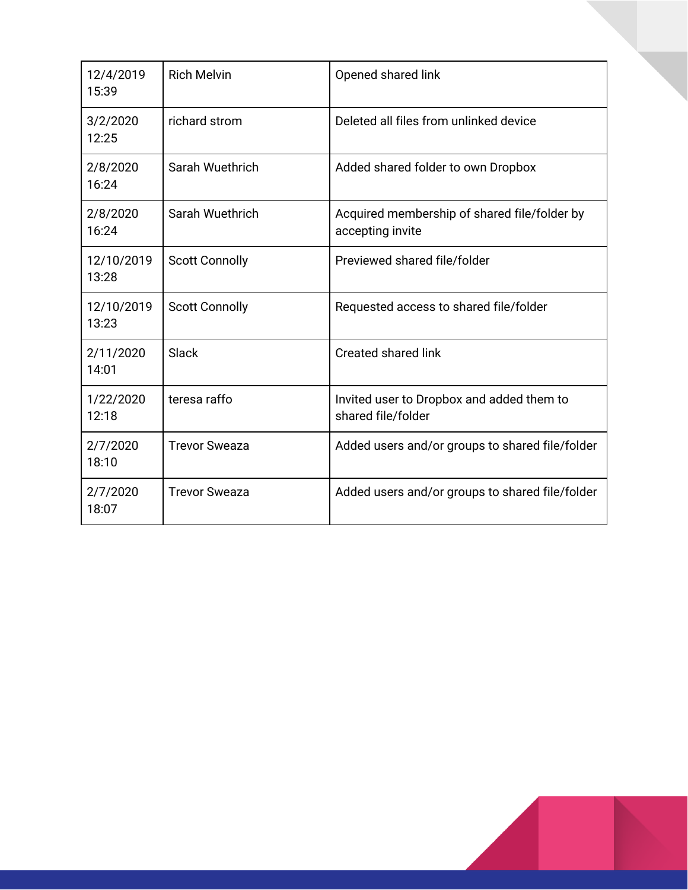| | | |
|---|---|---|
| 12/4/2019 15:39 | Rich Melvin | Opened shared link |
| 3/2/2020 12:25 | richard strom | Deleted all files from unlinked device |
| 2/8/2020 16:24 | Sarah Wuethrich | Added shared folder to own Dropbox |
| 2/8/2020 16:24 | Sarah Wuethrich | Acquired membership of shared file/folder by accepting invite |
| 12/10/2019 13:28 | Scott Connolly | Previewed shared file/folder |
| 12/10/2019 13:23 | Scott Connolly | Requested access to shared file/folder |
| 2/11/2020 14:01 | Slack | Created shared link |
| 1/22/2020 12:18 | teresa raffo | Invited user to Dropbox and added them to shared file/folder |
| 2/7/2020 18:10 | Trevor Sweaza | Added users and/or groups to shared file/folder |
| 2/7/2020 18:07 | Trevor Sweaza | Added users and/or groups to shared file/folder |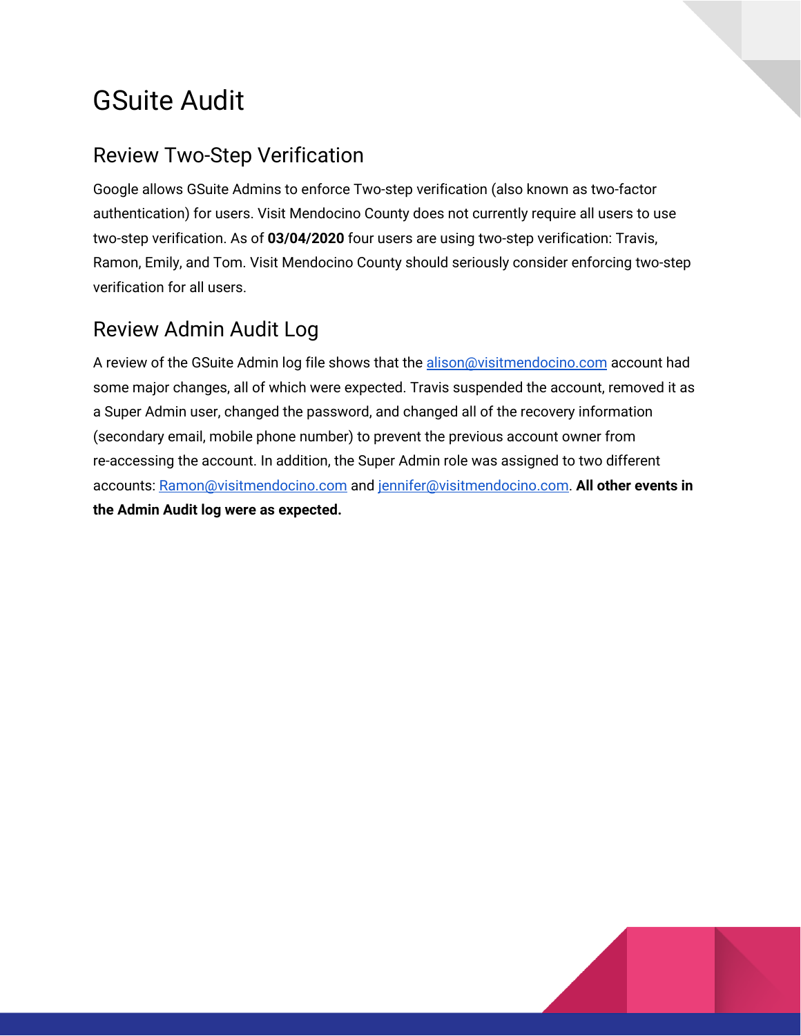# GSuite Audit

## Review Two-Step Verification

Google allows GSuite Admins to enforce Two-step verification (also known as two-factor authentication) for users. Visit Mendocino County does not currently require all users to use two-step verification. As of **03/04/2020** four users are using two-step verification: Travis, Ramon, Emily, and Tom. Visit Mendocino County should seriously consider enforcing two-step verification for all users.

## Review Admin Audit Log

A review of the GSuite Admin log file shows that the alison@visitmendocino.com account had some major changes, all of which were expected. Travis suspended the account, removed it as a Super Admin user, changed the password, and changed all of the recovery information (secondary email, mobile phone number) to prevent the previous account owner from re-accessing the account. In addition, the Super Admin role was assigned to two different accounts: Ramon@visitmendocino.com and jennifer@visitmendocino.com. **All other events in the Admin Audit log were as expected.**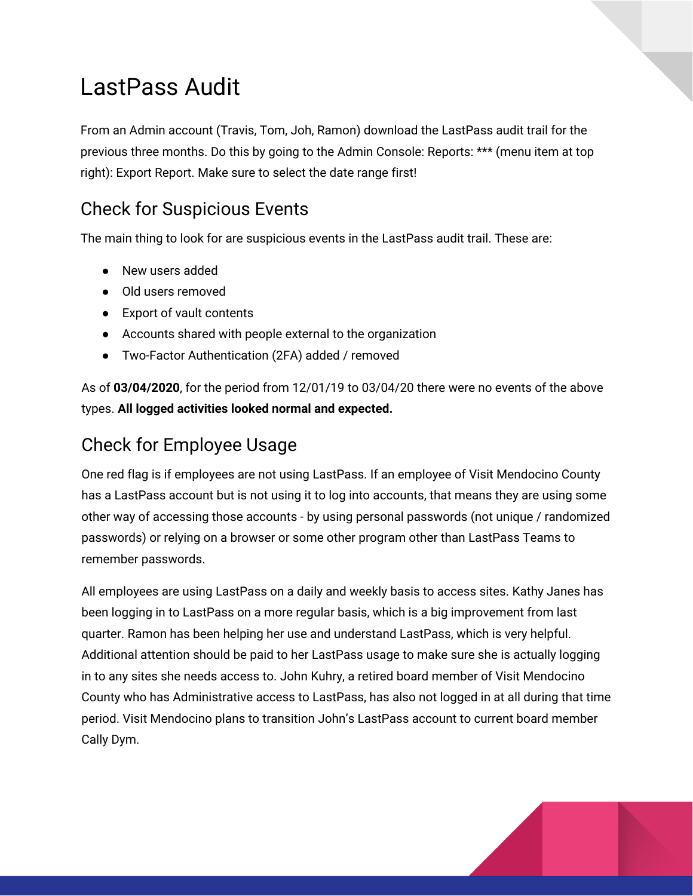# LastPass Audit

From an Admin account (Travis, Tom, Joh, Ramon) download the LastPass audit trail for the previous three months. Do this by going to the Admin Console: Reports: *** (menu item at top right): Export Report. Make sure to select the date range first!

## Check for Suspicious Events

The main thing to look for are suspicious events in the LastPass audit trail. These are:

- New users added
- Old users removed
- Export of vault contents
- Accounts shared with people external to the organization
- Two-Factor Authentication (2FA) added / removed

As of **03/04/2020**, for the period from 12/01/19 to 03/04/20 there were no events of the above types. **All logged activities looked normal and expected.**

## Check for Employee Usage

One red flag is if employees are not using LastPass. If an employee of Visit Mendocino County has a LastPass account but is not using it to log into accounts, that means they are using some other way of accessing those accounts - by using personal passwords (not unique / randomized passwords) or relying on a browser or some other program other than LastPass Teams to remember passwords.

All employees are using LastPass on a daily and weekly basis to access sites. Kathy Janes has been logging in to LastPass on a more regular basis, which is a big improvement from last quarter. Ramon has been helping her use and understand LastPass, which is very helpful. Additional attention should be paid to her LastPass usage to make sure she is actually logging in to any sites she needs access to. John Kuhry, a retired board member of Visit Mendocino County who has Administrative access to LastPass, has also not logged in at all during that time period. Visit Mendocino plans to transition John's LastPass account to current board member Cally Dym.